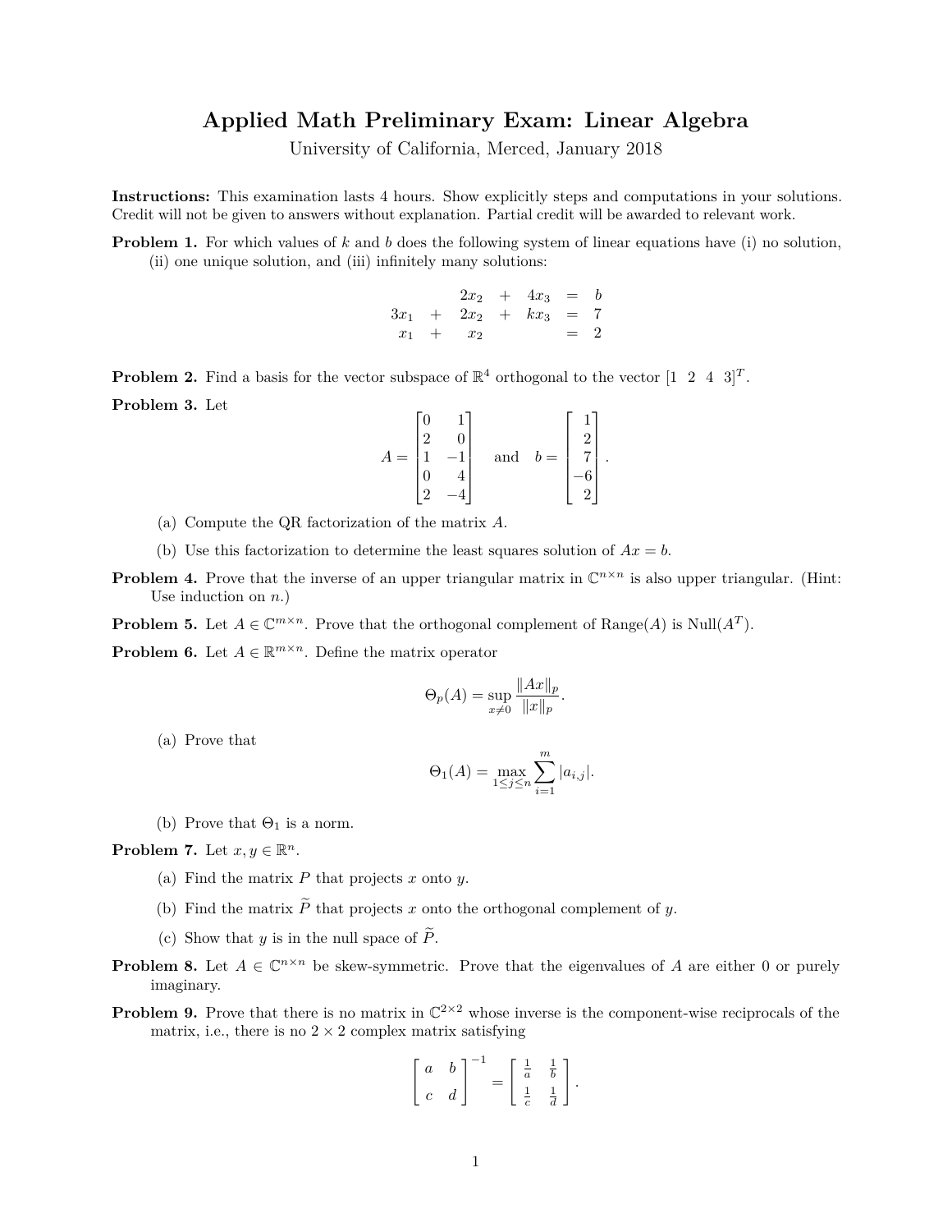# Applied Math Preliminary Exam: Linear Algebra

University of California, Merced, January 2018

**Instructions:** This examination lasts 4 hours. Show explicitly steps and computations in your solutions. Credit will not be given to answers without explanation. Partial credit will be awarded to relevant work.

**Problem 1.** For which values of $k$ and $b$ does the following system of linear equations have (i) no solution, (ii) one unique solution, and (iii) infinitely many solutions:

$$\begin{array}{rcrcrcl} & & 2x_2 & + & 4x_3 & = & b \\ 3x_1 & + & 2x_2 & + & kx_3 & = & 7 \\ x_1 & + & x_2 & & & = & 2 \end{array}$$

**Problem 2.** Find a basis for the vector subspace of $\mathbb{R}^4$ orthogonal to the vector $[1 \ \ 2 \ \ 4 \ \ 3]^T$.

**Problem 3.** Let

$$A = \begin{bmatrix} 0 & 1 \\ 2 & 0 \\ 1 & -1 \\ 0 & 4 \\ 2 & -4 \end{bmatrix} \quad \text{and} \quad b = \begin{bmatrix} 1 \\ 2 \\ 7 \\ -6 \\ 2 \end{bmatrix}.$$

(a) Compute the QR factorization of the matrix $A$.

(b) Use this factorization to determine the least squares solution of $Ax = b$.

**Problem 4.** Prove that the inverse of an upper triangular matrix in $\mathbb{C}^{n\times n}$ is also upper triangular. (Hint: Use induction on $n$.)

**Problem 5.** Let $A \in \mathbb{C}^{m\times n}$. Prove that the orthogonal complement of Range($A$) is Null($A^T$).

**Problem 6.** Let $A \in \mathbb{R}^{m\times n}$. Define the matrix operator

$$\Theta_p(A) = \sup_{x\neq 0} \frac{\|Ax\|_p}{\|x\|_p}.$$

(a) Prove that

$$\Theta_1(A) = \max_{1\leq j\leq n} \sum_{i=1}^{m} |a_{i,j}|.$$

(b) Prove that $\Theta_1$ is a norm.

**Problem 7.** Let $x, y \in \mathbb{R}^n$.

(a) Find the matrix $P$ that projects $x$ onto $y$.

(b) Find the matrix $\widetilde{P}$ that projects $x$ onto the orthogonal complement of $y$.

(c) Show that $y$ is in the null space of $\widetilde{P}$.

**Problem 8.** Let $A \in \mathbb{C}^{n\times n}$ be skew-symmetric. Prove that the eigenvalues of $A$ are either 0 or purely imaginary.

**Problem 9.** Prove that there is no matrix in $\mathbb{C}^{2\times 2}$ whose inverse is the component-wise reciprocals of the matrix, i.e., there is no $2 \times 2$ complex matrix satisfying

$$\begin{bmatrix} a & b \\ c & d \end{bmatrix}^{-1} = \begin{bmatrix} \frac{1}{a} & \frac{1}{b} \\ \frac{1}{c} & \frac{1}{d} \end{bmatrix}.$$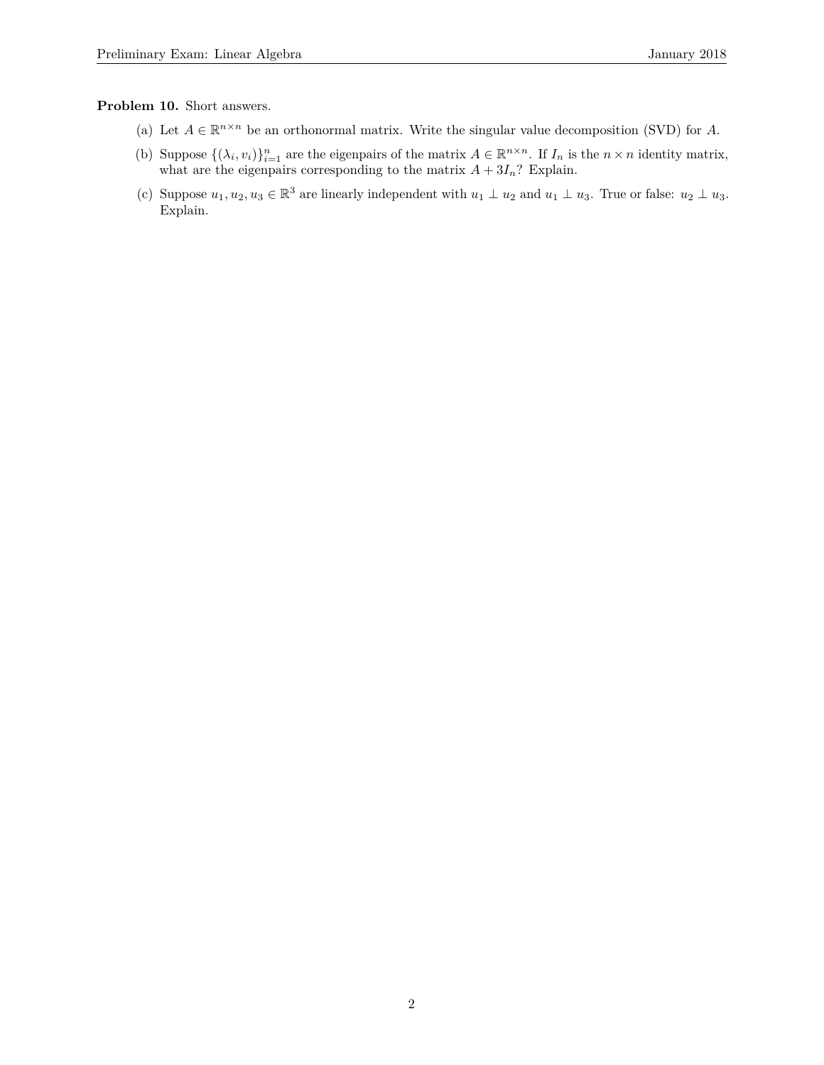**Problem 10.** Short answers.

(a) Let $A \in \mathbb{R}^{n \times n}$ be an orthonormal matrix. Write the singular value decomposition (SVD) for $A$.

(b) Suppose $\{(\lambda_i, v_i)\}_{i=1}^n$ are the eigenpairs of the matrix $A \in \mathbb{R}^{n \times n}$. If $I_n$ is the $n \times n$ identity matrix, what are the eigenpairs corresponding to the matrix $A + 3I_n$? Explain.

(c) Suppose $u_1, u_2, u_3 \in \mathbb{R}^3$ are linearly independent with $u_1 \perp u_2$ and $u_1 \perp u_3$. True or false: $u_2 \perp u_3$. Explain.